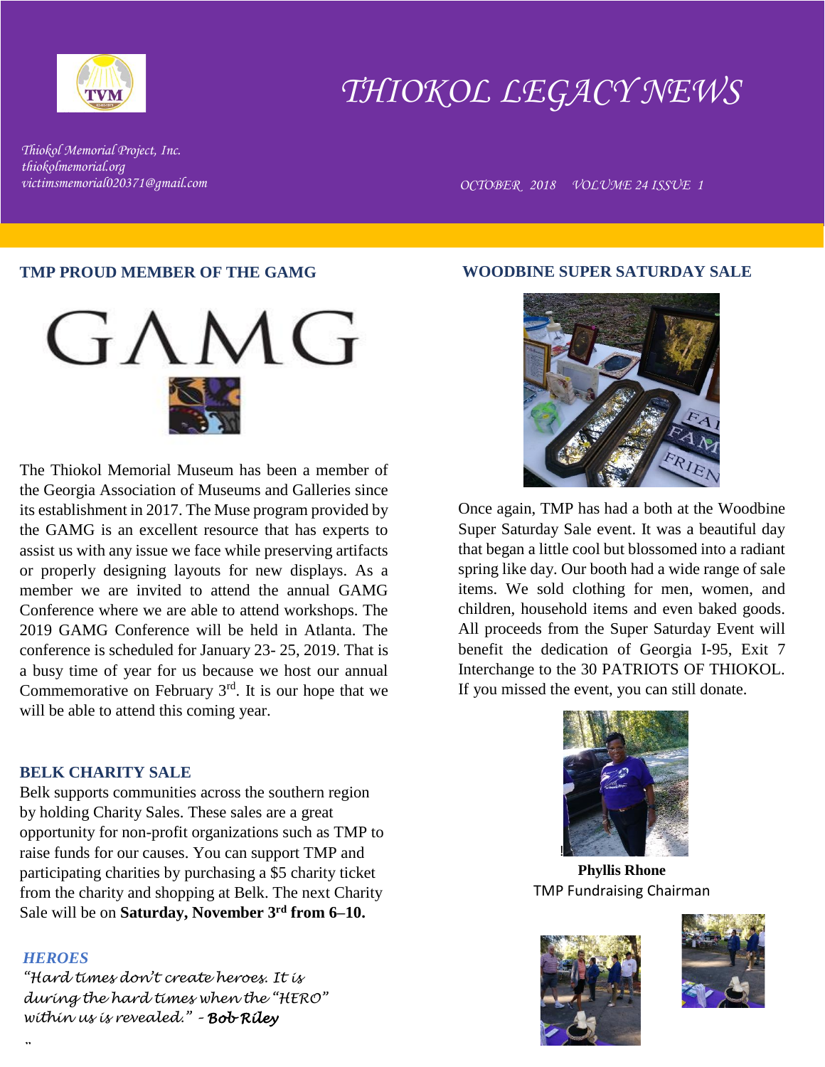# THIOKOL LEGACY NEWS

*Thiokol Memorial Project, Inc.*
*thiokolmemorial.org*
*victimsmemorial020371@gmail.com*

*OCTOBER 2018 VOLUME 24 ISSUE 1*

## TMP PROUD MEMBER OF THE GAMG

GAMG

The Thiokol Memorial Museum has been a member of the Georgia Association of Museums and Galleries since its establishment in 2017. The Muse program provided by the GAMG is an excellent resource that has experts to assist us with any issue we face while preserving artifacts or properly designing layouts for new displays. As a member we are invited to attend the annual GAMG Conference where we are able to attend workshops. The 2019 GAMG Conference will be held in Atlanta. The conference is scheduled for January 23- 25, 2019. That is a busy time of year for us because we host our annual Commemorative on February 3rd. It is our hope that we will be able to attend this coming year.

## BELK CHARITY SALE

Belk supports communities across the southern region by holding Charity Sales. These sales are a great opportunity for non-profit organizations such as TMP to raise funds for our causes. You can support TMP and participating charities by purchasing a $5 charity ticket from the charity and shopping at Belk. The next Charity Sale will be on **Saturday, November 3rd from 6–10.**

### *HEROES*

*"Hard times don't create heroes. It is during the hard times when the "HERO" within us is revealed." –* ***Bob Riley***

## WOODBINE SUPER SATURDAY SALE

Once again, TMP has had a both at the Woodbine Super Saturday Sale event. It was a beautiful day that began a little cool but blossomed into a radiant spring like day. Our booth had a wide range of sale items. We sold clothing for men, women, and children, household items and even baked goods. All proceeds from the Super Saturday Event will benefit the dedication of Georgia I-95, Exit 7 Interchange to the 30 PATRIOTS OF THIOKOL. If you missed the event, you can still donate.

**Phyllis Rhone**
TMP Fundraising Chairman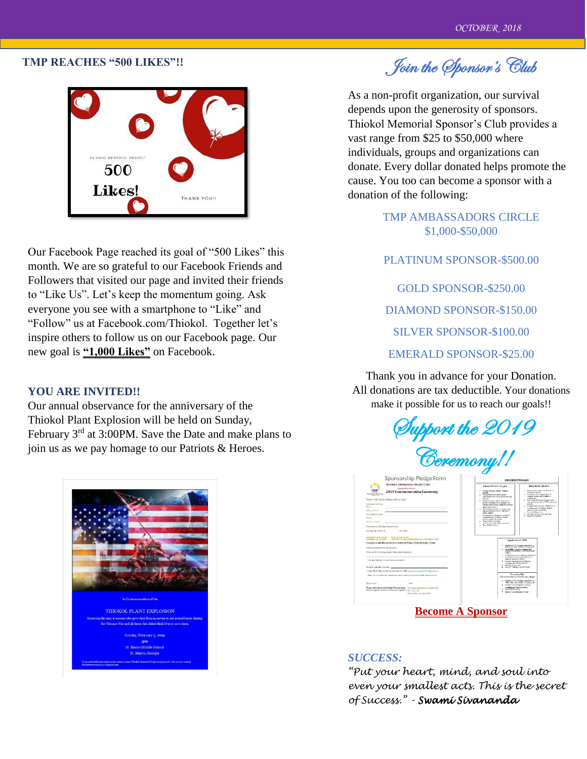## TMP REACHES "500 LIKES"!!

Our Facebook Page reached its goal of "500 Likes" this month. We are so grateful to our Facebook Friends and Followers that visited our page and invited their friends to "Like Us". Let's keep the momentum going. Ask everyone you see with a smartphone to "Like" and "Follow" us at Facebook.com/Thiokol. Together let's inspire others to follow us on our Facebook page. Our new goal is **"1,000 Likes"** on Facebook.

## YOU ARE INVITED!!

Our annual observance for the anniversary of the Thiokol Plant Explosion will be held on Sunday, February 3rd at 3:00PM. Save the Date and make plans to join us as we pay homage to our Patriots & Heroes.

## *Join the Sponsor's Club*

As a non-profit organization, our survival depends upon the generosity of sponsors. Thiokol Memorial Sponsor's Club provides a vast range from $25 to $50,000 where individuals, groups and organizations can donate. Every dollar donated helps promote the cause. You too can become a sponsor with a donation of the following:

TMP AMBASSADORS CIRCLE
$1,000-$50,000

PLATINUM SPONSOR-$500.00

GOLD SPONSOR-$250.00

DIAMOND SPONSOR-$150.00

SILVER SPONSOR-$100.00

EMERALD SPONSOR-$25.00

Thank you in advance for your Donation.
All donations are tax deductible. Your donations make it possible for us to reach our goals!!

## *Support the 2019 Ceremony!!*

**Become A Sponsor**

***SUCCESS:***

*"Put your heart, mind, and soul into even your smallest acts. This is the secret of Success." -* ***Swami Sivananda***